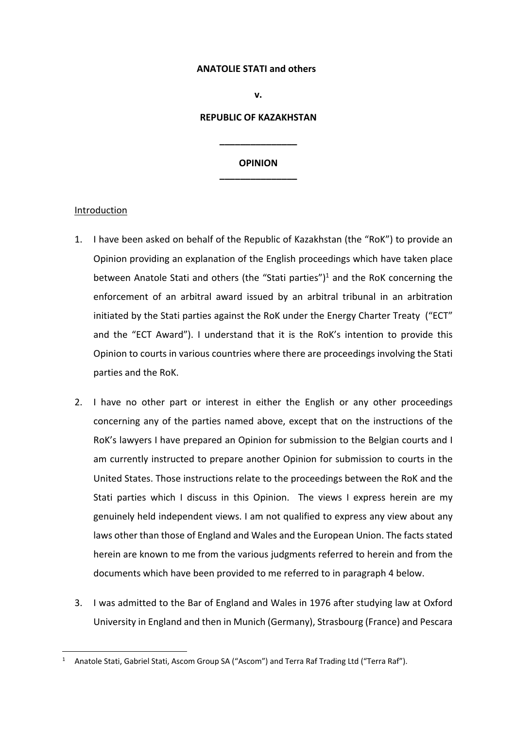**ANATOLIE STATI and others**

**v.**

**REPUBLIC OF KAZAKHSTAN**

**_______________**

**OPINION**

**_______________**

Introduction

1. I have been asked on behalf of the Republic of Kazakhstan (the "RoK") to provide an Opinion providing an explanation of the English proceedings which have taken place between Anatole Stati and others (the "Stati parties")[1] and the RoK concerning the enforcement of an arbitral award issued by an arbitral tribunal in an arbitration initiated by the Stati parties against the RoK under the Energy Charter Treaty ("ECT" and the "ECT Award"). I understand that it is the RoK's intention to provide this Opinion to courts in various countries where there are proceedings involving the Stati parties and the RoK.

2. I have no other part or interest in either the English or any other proceedings concerning any of the parties named above, except that on the instructions of the RoK's lawyers I have prepared an Opinion for submission to the Belgian courts and I am currently instructed to prepare another Opinion for submission to courts in the United States. Those instructions relate to the proceedings between the RoK and the Stati parties which I discuss in this Opinion. The views I express herein are my genuinely held independent views. I am not qualified to express any view about any laws other than those of England and Wales and the European Union. The facts stated herein are known to me from the various judgments referred to herein and from the documents which have been provided to me referred to in paragraph 4 below.

3. I was admitted to the Bar of England and Wales in 1976 after studying law at Oxford University in England and then in Munich (Germany), Strasbourg (France) and Pescara

[1] Anatole Stati, Gabriel Stati, Ascom Group SA ("Ascom") and Terra Raf Trading Ltd ("Terra Raf").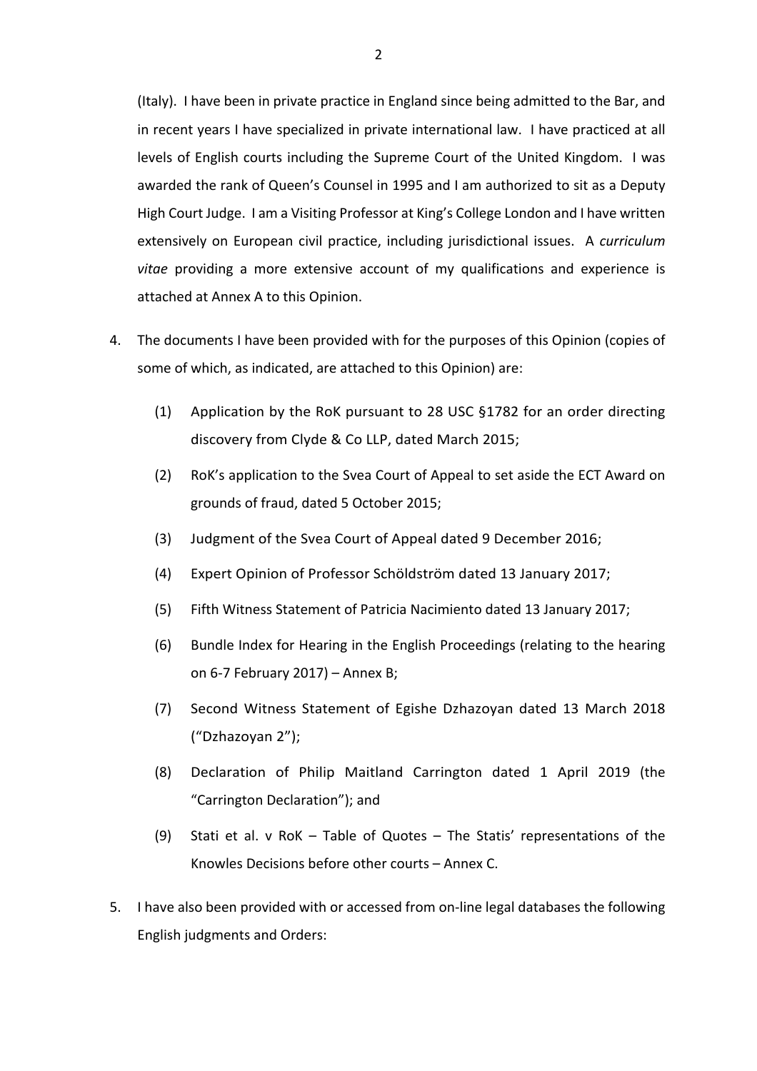(Italy). I have been in private practice in England since being admitted to the Bar, and in recent years I have specialized in private international law. I have practiced at all levels of English courts including the Supreme Court of the United Kingdom. I was awarded the rank of Queen's Counsel in 1995 and I am authorized to sit as a Deputy High Court Judge. I am a Visiting Professor at King's College London and I have written extensively on European civil practice, including jurisdictional issues. A *curriculum vitae* providing a more extensive account of my qualifications and experience is attached at Annex A to this Opinion.

4. The documents I have been provided with for the purposes of this Opinion (copies of some of which, as indicated, are attached to this Opinion) are:

   (1) Application by the RoK pursuant to 28 USC §1782 for an order directing discovery from Clyde & Co LLP, dated March 2015;

   (2) RoK's application to the Svea Court of Appeal to set aside the ECT Award on grounds of fraud, dated 5 October 2015;

   (3) Judgment of the Svea Court of Appeal dated 9 December 2016;

   (4) Expert Opinion of Professor Schöldström dated 13 January 2017;

   (5) Fifth Witness Statement of Patricia Nacimiento dated 13 January 2017;

   (6) Bundle Index for Hearing in the English Proceedings (relating to the hearing on 6-7 February 2017) – Annex B;

   (7) Second Witness Statement of Egishe Dzhazoyan dated 13 March 2018 ("Dzhazoyan 2");

   (8) Declaration of Philip Maitland Carrington dated 1 April 2019 (the "Carrington Declaration"); and

   (9) Stati et al. v RoK – Table of Quotes – The Statis' representations of the Knowles Decisions before other courts – Annex C.

5. I have also been provided with or accessed from on-line legal databases the following English judgments and Orders: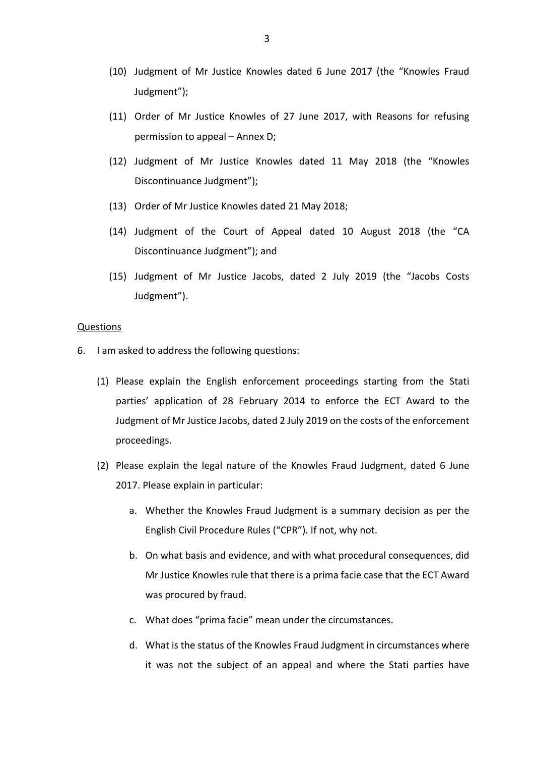(10) Judgment of Mr Justice Knowles dated 6 June 2017 (the "Knowles Fraud Judgment");

(11) Order of Mr Justice Knowles of 27 June 2017, with Reasons for refusing permission to appeal – Annex D;

(12) Judgment of Mr Justice Knowles dated 11 May 2018 (the "Knowles Discontinuance Judgment");

(13) Order of Mr Justice Knowles dated 21 May 2018;

(14) Judgment of the Court of Appeal dated 10 August 2018 (the "CA Discontinuance Judgment"); and

(15) Judgment of Mr Justice Jacobs, dated 2 July 2019 (the "Jacobs Costs Judgment").

<u>Questions</u>

6. I am asked to address the following questions:

   (1) Please explain the English enforcement proceedings starting from the Stati parties' application of 28 February 2014 to enforce the ECT Award to the Judgment of Mr Justice Jacobs, dated 2 July 2019 on the costs of the enforcement proceedings.

   (2) Please explain the legal nature of the Knowles Fraud Judgment, dated 6 June 2017. Please explain in particular:

      a. Whether the Knowles Fraud Judgment is a summary decision as per the English Civil Procedure Rules ("CPR"). If not, why not.

      b. On what basis and evidence, and with what procedural consequences, did Mr Justice Knowles rule that there is a prima facie case that the ECT Award was procured by fraud.

      c. What does "prima facie" mean under the circumstances.

      d. What is the status of the Knowles Fraud Judgment in circumstances where it was not the subject of an appeal and where the Stati parties have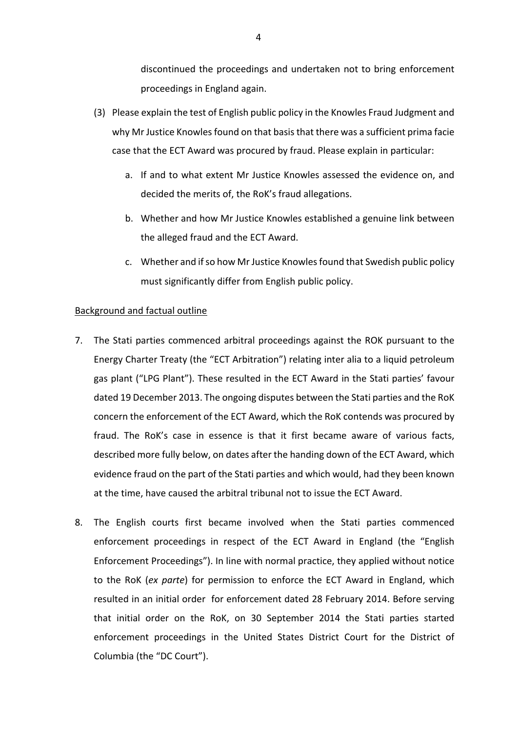discontinued the proceedings and undertaken not to bring enforcement proceedings in England again.

(3) Please explain the test of English public policy in the Knowles Fraud Judgment and why Mr Justice Knowles found on that basis that there was a sufficient prima facie case that the ECT Award was procured by fraud. Please explain in particular:

   a. If and to what extent Mr Justice Knowles assessed the evidence on, and decided the merits of, the RoK's fraud allegations.

   b. Whether and how Mr Justice Knowles established a genuine link between the alleged fraud and the ECT Award.

   c. Whether and if so how Mr Justice Knowles found that Swedish public policy must significantly differ from English public policy.

<u>Background and factual outline</u>

7. The Stati parties commenced arbitral proceedings against the ROK pursuant to the Energy Charter Treaty (the "ECT Arbitration") relating inter alia to a liquid petroleum gas plant ("LPG Plant"). These resulted in the ECT Award in the Stati parties' favour dated 19 December 2013. The ongoing disputes between the Stati parties and the RoK concern the enforcement of the ECT Award, which the RoK contends was procured by fraud. The RoK's case in essence is that it first became aware of various facts, described more fully below, on dates after the handing down of the ECT Award, which evidence fraud on the part of the Stati parties and which would, had they been known at the time, have caused the arbitral tribunal not to issue the ECT Award.

8. The English courts first became involved when the Stati parties commenced enforcement proceedings in respect of the ECT Award in England (the "English Enforcement Proceedings"). In line with normal practice, they applied without notice to the RoK (*ex parte*) for permission to enforce the ECT Award in England, which resulted in an initial order for enforcement dated 28 February 2014. Before serving that initial order on the RoK, on 30 September 2014 the Stati parties started enforcement proceedings in the United States District Court for the District of Columbia (the "DC Court").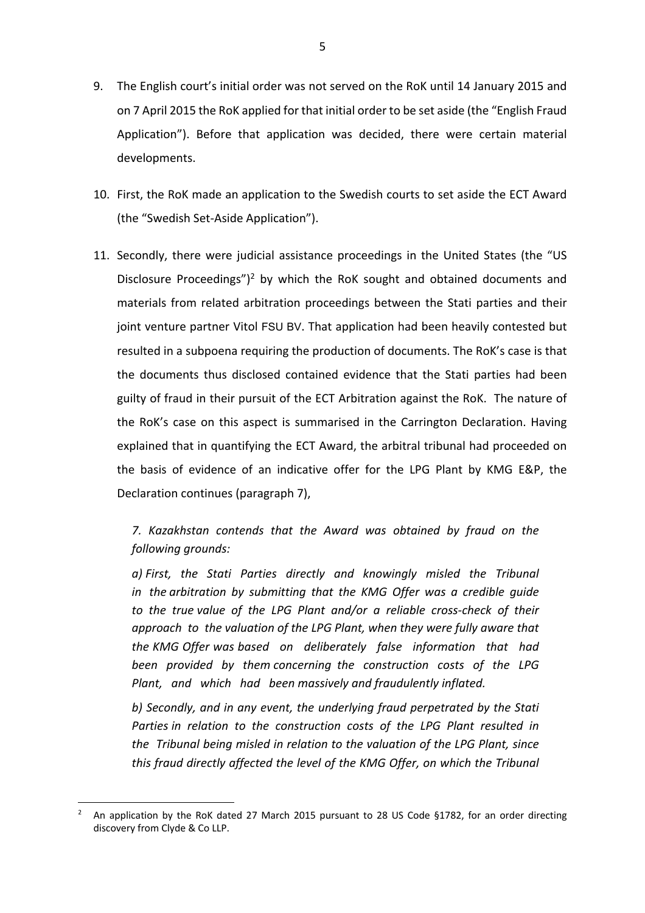9. The English court's initial order was not served on the RoK until 14 January 2015 and on 7 April 2015 the RoK applied for that initial order to be set aside (the "English Fraud Application"). Before that application was decided, there were certain material developments.

10. First, the RoK made an application to the Swedish courts to set aside the ECT Award (the "Swedish Set-Aside Application").

11. Secondly, there were judicial assistance proceedings in the United States (the "US Disclosure Proceedings")[2] by which the RoK sought and obtained documents and materials from related arbitration proceedings between the Stati parties and their joint venture partner Vitol FSU BV. That application had been heavily contested but resulted in a subpoena requiring the production of documents. The RoK's case is that the documents thus disclosed contained evidence that the Stati parties had been guilty of fraud in their pursuit of the ECT Arbitration against the RoK. The nature of the RoK's case on this aspect is summarised in the Carrington Declaration. Having explained that in quantifying the ECT Award, the arbitral tribunal had proceeded on the basis of evidence of an indicative offer for the LPG Plant by KMG E&P, the Declaration continues (paragraph 7),

> *7. Kazakhstan contends that the Award was obtained by fraud on the following grounds:*
>
> *a) First, the Stati Parties directly and knowingly misled the Tribunal in the arbitration by submitting that the KMG Offer was a credible guide to the true value of the LPG Plant and/or a reliable cross-check of their approach to the valuation of the LPG Plant, when they were fully aware that the KMG Offer was based on deliberately false information that had been provided by them concerning the construction costs of the LPG Plant, and which had been massively and fraudulently inflated.*
>
> *b) Secondly, and in any event, the underlying fraud perpetrated by the Stati Parties in relation to the construction costs of the LPG Plant resulted in the Tribunal being misled in relation to the valuation of the LPG Plant, since this fraud directly affected the level of the KMG Offer, on which the Tribunal*

[2] An application by the RoK dated 27 March 2015 pursuant to 28 US Code §1782, for an order directing discovery from Clyde & Co LLP.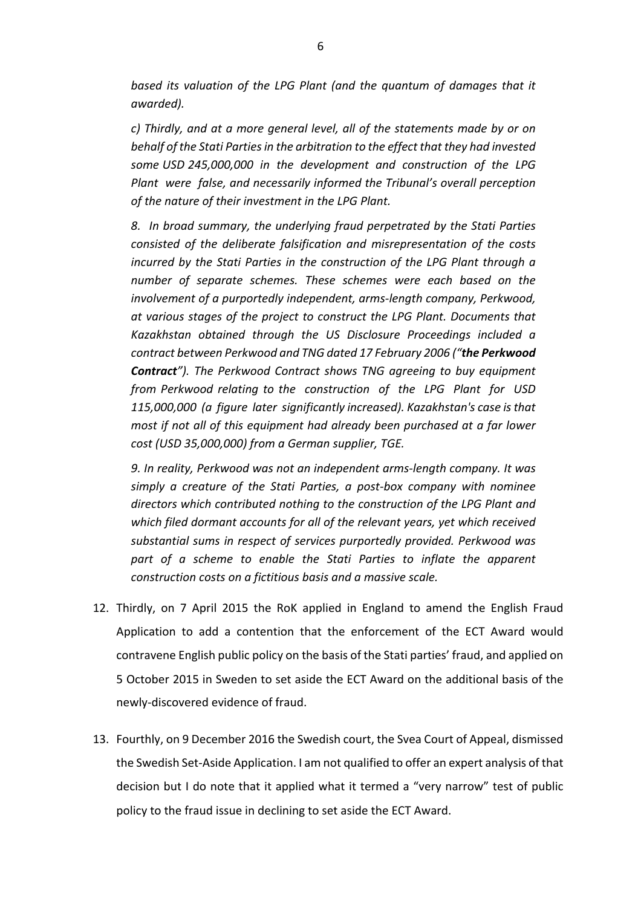*based its valuation of the LPG Plant (and the quantum of damages that it awarded).*

*c) Thirdly, and at a more general level, all of the statements made by or on behalf of the Stati Parties in the arbitration to the effect that they had invested some USD 245,000,000 in the development and construction of the LPG Plant were false, and necessarily informed the Tribunal's overall perception of the nature of their investment in the LPG Plant.*

*8. In broad summary, the underlying fraud perpetrated by the Stati Parties consisted of the deliberate falsification and misrepresentation of the costs incurred by the Stati Parties in the construction of the LPG Plant through a number of separate schemes. These schemes were each based on the involvement of a purportedly independent, arms-length company, Perkwood, at various stages of the project to construct the LPG Plant. Documents that Kazakhstan obtained through the US Disclosure Proceedings included a contract between Perkwood and TNG dated 17 February 2006 ("**the Perkwood Contract**"). The Perkwood Contract shows TNG agreeing to buy equipment from Perkwood relating to the construction of the LPG Plant for USD 115,000,000 (a figure later significantly increased). Kazakhstan's case is that most if not all of this equipment had already been purchased at a far lower cost (USD 35,000,000) from a German supplier, TGE.*

*9. In reality, Perkwood was not an independent arms-length company. It was simply a creature of the Stati Parties, a post-box company with nominee directors which contributed nothing to the construction of the LPG Plant and which filed dormant accounts for all of the relevant years, yet which received substantial sums in respect of services purportedly provided. Perkwood was part of a scheme to enable the Stati Parties to inflate the apparent construction costs on a fictitious basis and a massive scale.*

12. Thirdly, on 7 April 2015 the RoK applied in England to amend the English Fraud Application to add a contention that the enforcement of the ECT Award would contravene English public policy on the basis of the Stati parties' fraud, and applied on 5 October 2015 in Sweden to set aside the ECT Award on the additional basis of the newly-discovered evidence of fraud.

13. Fourthly, on 9 December 2016 the Swedish court, the Svea Court of Appeal, dismissed the Swedish Set-Aside Application. I am not qualified to offer an expert analysis of that decision but I do note that it applied what it termed a "very narrow" test of public policy to the fraud issue in declining to set aside the ECT Award.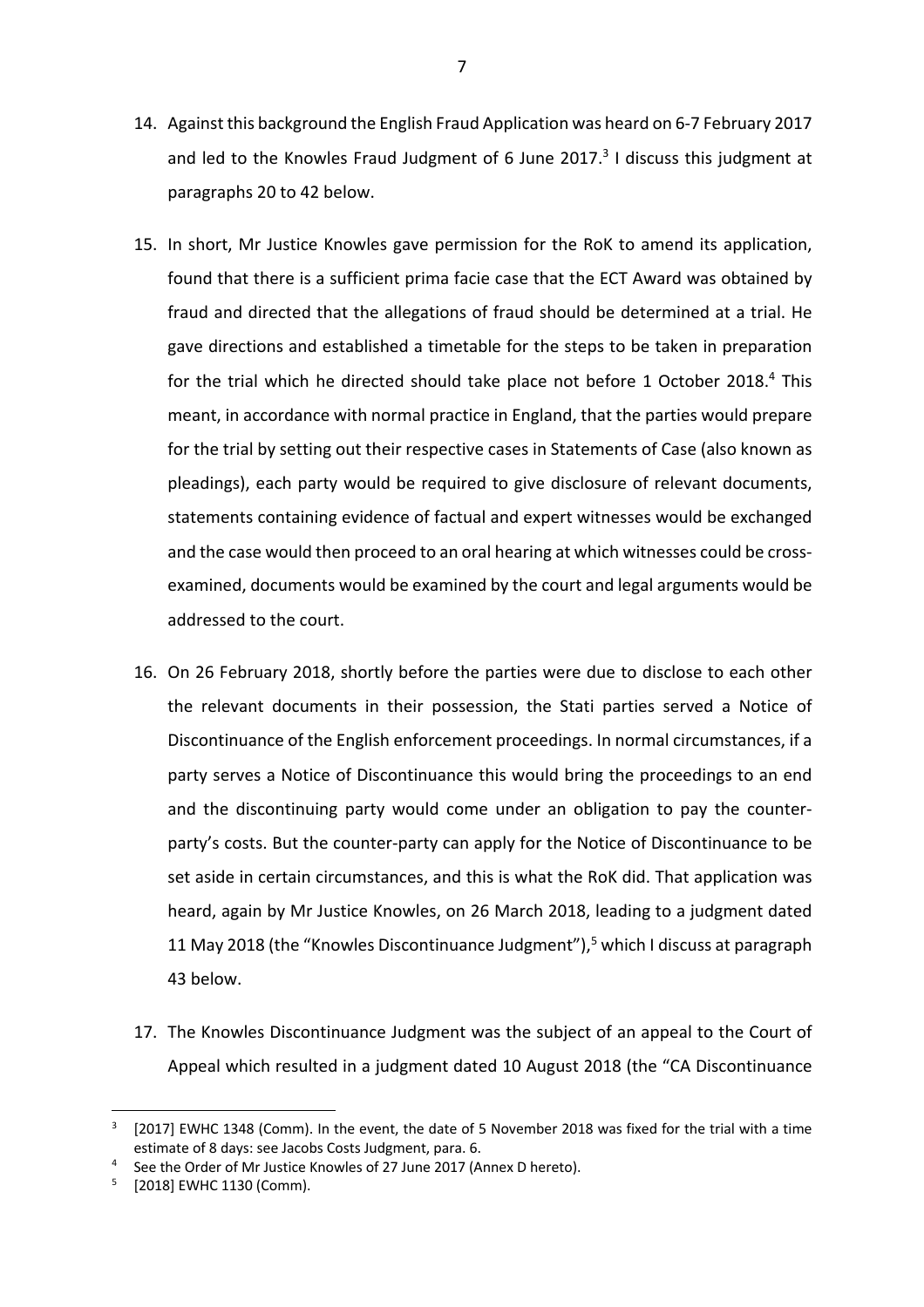14. Against this background the English Fraud Application was heard on 6-7 February 2017 and led to the Knowles Fraud Judgment of 6 June 2017.[3] I discuss this judgment at paragraphs 20 to 42 below.

15. In short, Mr Justice Knowles gave permission for the RoK to amend its application, found that there is a sufficient prima facie case that the ECT Award was obtained by fraud and directed that the allegations of fraud should be determined at a trial. He gave directions and established a timetable for the steps to be taken in preparation for the trial which he directed should take place not before 1 October 2018.[4] This meant, in accordance with normal practice in England, that the parties would prepare for the trial by setting out their respective cases in Statements of Case (also known as pleadings), each party would be required to give disclosure of relevant documents, statements containing evidence of factual and expert witnesses would be exchanged and the case would then proceed to an oral hearing at which witnesses could be cross-examined, documents would be examined by the court and legal arguments would be addressed to the court.

16. On 26 February 2018, shortly before the parties were due to disclose to each other the relevant documents in their possession, the Stati parties served a Notice of Discontinuance of the English enforcement proceedings. In normal circumstances, if a party serves a Notice of Discontinuance this would bring the proceedings to an end and the discontinuing party would come under an obligation to pay the counter-party's costs. But the counter-party can apply for the Notice of Discontinuance to be set aside in certain circumstances, and this is what the RoK did. That application was heard, again by Mr Justice Knowles, on 26 March 2018, leading to a judgment dated 11 May 2018 (the "Knowles Discontinuance Judgment"),[5] which I discuss at paragraph 43 below.

17. The Knowles Discontinuance Judgment was the subject of an appeal to the Court of Appeal which resulted in a judgment dated 10 August 2018 (the "CA Discontinuance

---

[3] [2017] EWHC 1348 (Comm). In the event, the date of 5 November 2018 was fixed for the trial with a time estimate of 8 days: see Jacobs Costs Judgment, para. 6.

[4] See the Order of Mr Justice Knowles of 27 June 2017 (Annex D hereto).

[5] [2018] EWHC 1130 (Comm).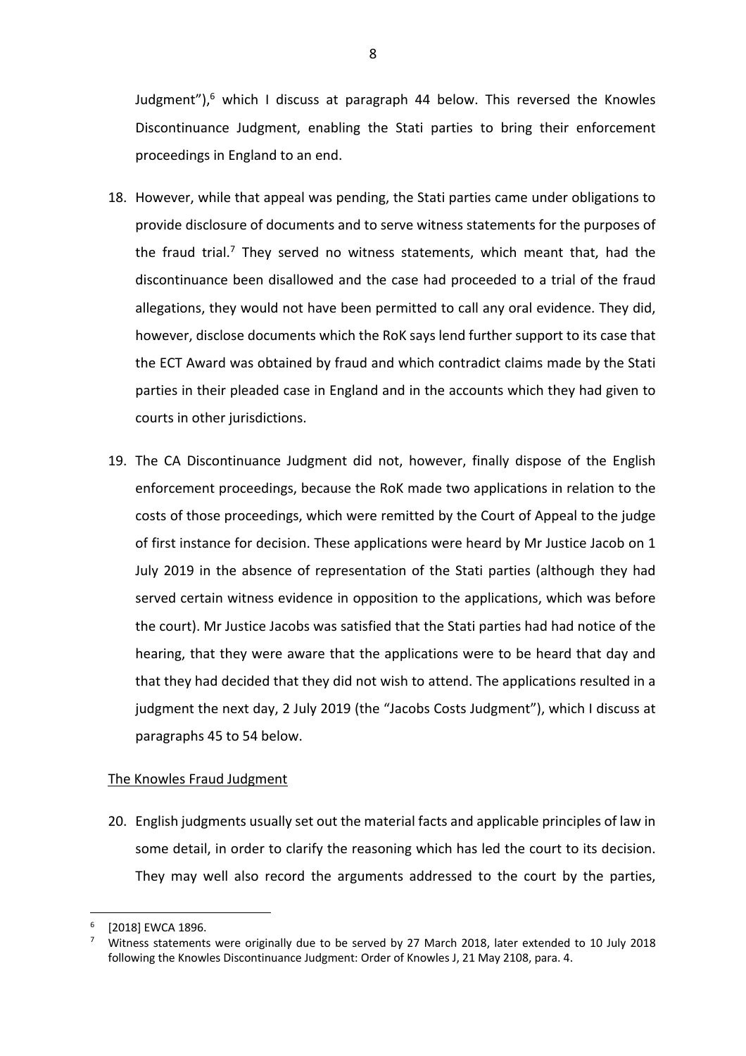Judgment"),[6] which I discuss at paragraph 44 below. This reversed the Knowles Discontinuance Judgment, enabling the Stati parties to bring their enforcement proceedings in England to an end.

18. However, while that appeal was pending, the Stati parties came under obligations to provide disclosure of documents and to serve witness statements for the purposes of the fraud trial.[7] They served no witness statements, which meant that, had the discontinuance been disallowed and the case had proceeded to a trial of the fraud allegations, they would not have been permitted to call any oral evidence. They did, however, disclose documents which the RoK says lend further support to its case that the ECT Award was obtained by fraud and which contradict claims made by the Stati parties in their pleaded case in England and in the accounts which they had given to courts in other jurisdictions.

19. The CA Discontinuance Judgment did not, however, finally dispose of the English enforcement proceedings, because the RoK made two applications in relation to the costs of those proceedings, which were remitted by the Court of Appeal to the judge of first instance for decision. These applications were heard by Mr Justice Jacob on 1 July 2019 in the absence of representation of the Stati parties (although they had served certain witness evidence in opposition to the applications, which was before the court). Mr Justice Jacobs was satisfied that the Stati parties had had notice of the hearing, that they were aware that the applications were to be heard that day and that they had decided that they did not wish to attend. The applications resulted in a judgment the next day, 2 July 2019 (the "Jacobs Costs Judgment"), which I discuss at paragraphs 45 to 54 below.

<u>The Knowles Fraud Judgment</u>

20. English judgments usually set out the material facts and applicable principles of law in some detail, in order to clarify the reasoning which has led the court to its decision. They may well also record the arguments addressed to the court by the parties,

---

[6] [2018] EWCA 1896.

[7] Witness statements were originally due to be served by 27 March 2018, later extended to 10 July 2018 following the Knowles Discontinuance Judgment: Order of Knowles J, 21 May 2108, para. 4.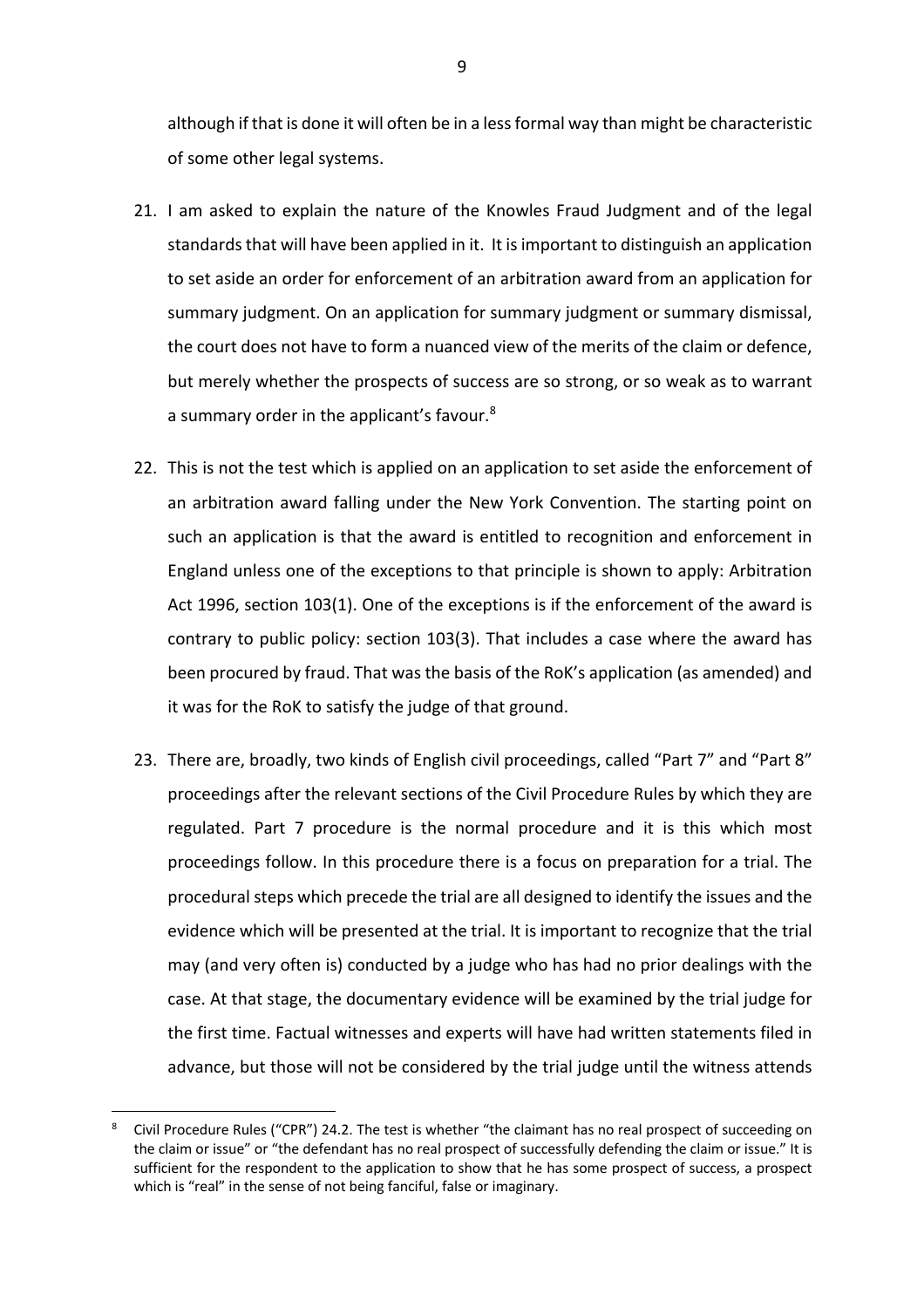although if that is done it will often be in a less formal way than might be characteristic of some other legal systems.

21. I am asked to explain the nature of the Knowles Fraud Judgment and of the legal standards that will have been applied in it. It is important to distinguish an application to set aside an order for enforcement of an arbitration award from an application for summary judgment. On an application for summary judgment or summary dismissal, the court does not have to form a nuanced view of the merits of the claim or defence, but merely whether the prospects of success are so strong, or so weak as to warrant a summary order in the applicant's favour.[8]

22. This is not the test which is applied on an application to set aside the enforcement of an arbitration award falling under the New York Convention. The starting point on such an application is that the award is entitled to recognition and enforcement in England unless one of the exceptions to that principle is shown to apply: Arbitration Act 1996, section 103(1). One of the exceptions is if the enforcement of the award is contrary to public policy: section 103(3). That includes a case where the award has been procured by fraud. That was the basis of the RoK's application (as amended) and it was for the RoK to satisfy the judge of that ground.

23. There are, broadly, two kinds of English civil proceedings, called "Part 7" and "Part 8" proceedings after the relevant sections of the Civil Procedure Rules by which they are regulated. Part 7 procedure is the normal procedure and it is this which most proceedings follow. In this procedure there is a focus on preparation for a trial. The procedural steps which precede the trial are all designed to identify the issues and the evidence which will be presented at the trial. It is important to recognize that the trial may (and very often is) conducted by a judge who has had no prior dealings with the case. At that stage, the documentary evidence will be examined by the trial judge for the first time. Factual witnesses and experts will have had written statements filed in advance, but those will not be considered by the trial judge until the witness attends

---

[8] Civil Procedure Rules ("CPR") 24.2. The test is whether "the claimant has no real prospect of succeeding on the claim or issue" or "the defendant has no real prospect of successfully defending the claim or issue." It is sufficient for the respondent to the application to show that he has some prospect of success, a prospect which is "real" in the sense of not being fanciful, false or imaginary.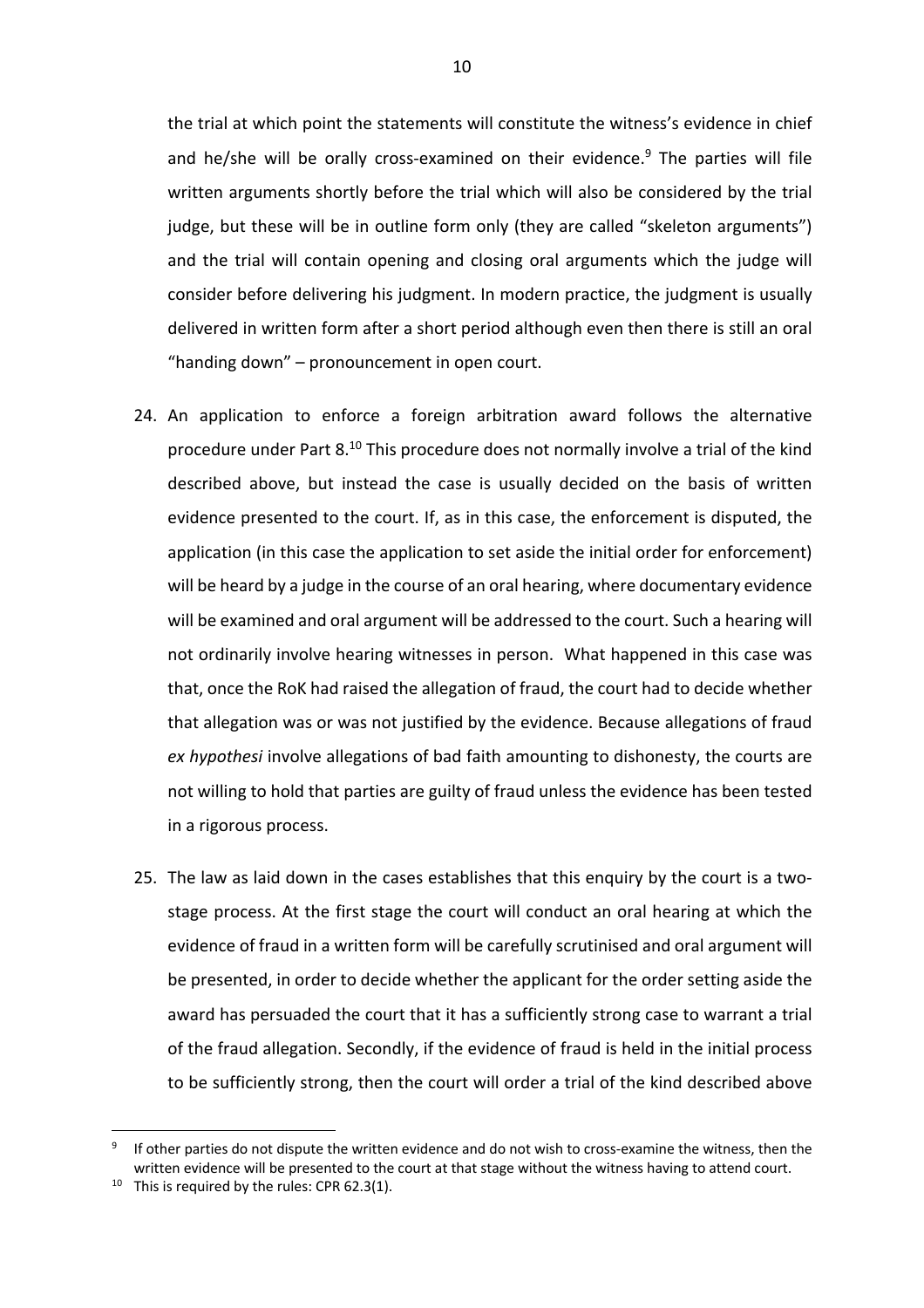the trial at which point the statements will constitute the witness's evidence in chief and he/she will be orally cross-examined on their evidence.[9] The parties will file written arguments shortly before the trial which will also be considered by the trial judge, but these will be in outline form only (they are called "skeleton arguments") and the trial will contain opening and closing oral arguments which the judge will consider before delivering his judgment. In modern practice, the judgment is usually delivered in written form after a short period although even then there is still an oral "handing down" – pronouncement in open court.

24. An application to enforce a foreign arbitration award follows the alternative procedure under Part 8.[10] This procedure does not normally involve a trial of the kind described above, but instead the case is usually decided on the basis of written evidence presented to the court. If, as in this case, the enforcement is disputed, the application (in this case the application to set aside the initial order for enforcement) will be heard by a judge in the course of an oral hearing, where documentary evidence will be examined and oral argument will be addressed to the court. Such a hearing will not ordinarily involve hearing witnesses in person. What happened in this case was that, once the RoK had raised the allegation of fraud, the court had to decide whether that allegation was or was not justified by the evidence. Because allegations of fraud *ex hypothesi* involve allegations of bad faith amounting to dishonesty, the courts are not willing to hold that parties are guilty of fraud unless the evidence has been tested in a rigorous process.

25. The law as laid down in the cases establishes that this enquiry by the court is a two-stage process. At the first stage the court will conduct an oral hearing at which the evidence of fraud in a written form will be carefully scrutinised and oral argument will be presented, in order to decide whether the applicant for the order setting aside the award has persuaded the court that it has a sufficiently strong case to warrant a trial of the fraud allegation. Secondly, if the evidence of fraud is held in the initial process to be sufficiently strong, then the court will order a trial of the kind described above

---

[9] If other parties do not dispute the written evidence and do not wish to cross-examine the witness, then the written evidence will be presented to the court at that stage without the witness having to attend court.

[10] This is required by the rules: CPR 62.3(1).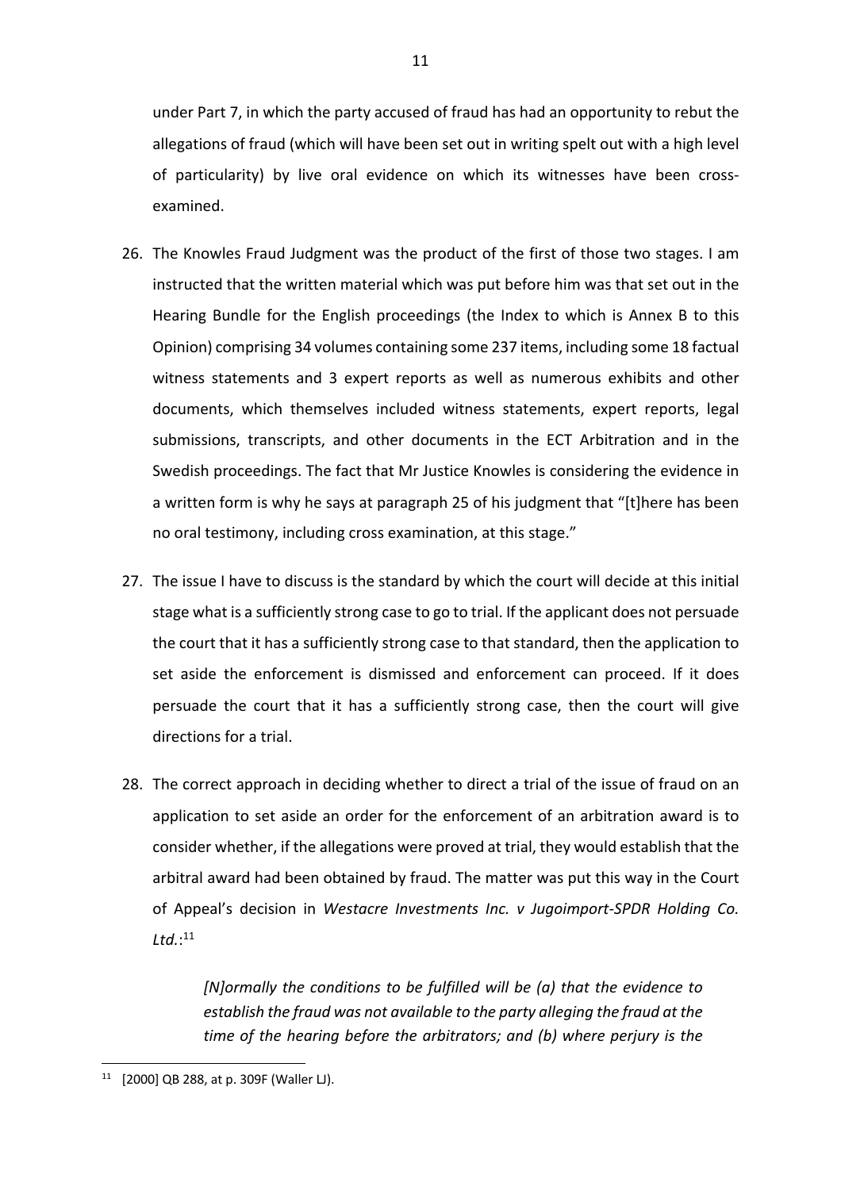under Part 7, in which the party accused of fraud has had an opportunity to rebut the allegations of fraud (which will have been set out in writing spelt out with a high level of particularity) by live oral evidence on which its witnesses have been cross-examined.

26. The Knowles Fraud Judgment was the product of the first of those two stages. I am instructed that the written material which was put before him was that set out in the Hearing Bundle for the English proceedings (the Index to which is Annex B to this Opinion) comprising 34 volumes containing some 237 items, including some 18 factual witness statements and 3 expert reports as well as numerous exhibits and other documents, which themselves included witness statements, expert reports, legal submissions, transcripts, and other documents in the ECT Arbitration and in the Swedish proceedings. The fact that Mr Justice Knowles is considering the evidence in a written form is why he says at paragraph 25 of his judgment that "[t]here has been no oral testimony, including cross examination, at this stage."

27. The issue I have to discuss is the standard by which the court will decide at this initial stage what is a sufficiently strong case to go to trial. If the applicant does not persuade the court that it has a sufficiently strong case to that standard, then the application to set aside the enforcement is dismissed and enforcement can proceed. If it does persuade the court that it has a sufficiently strong case, then the court will give directions for a trial.

28. The correct approach in deciding whether to direct a trial of the issue of fraud on an application to set aside an order for the enforcement of an arbitration award is to consider whether, if the allegations were proved at trial, they would establish that the arbitral award had been obtained by fraud. The matter was put this way in the Court of Appeal's decision in *Westacre Investments Inc. v Jugoimport-SPDR Holding Co. Ltd.*:[11]

> *[N]ormally the conditions to be fulfilled will be (a) that the evidence to establish the fraud was not available to the party alleging the fraud at the time of the hearing before the arbitrators; and (b) where perjury is the*

[11] [2000] QB 288, at p. 309F (Waller LJ).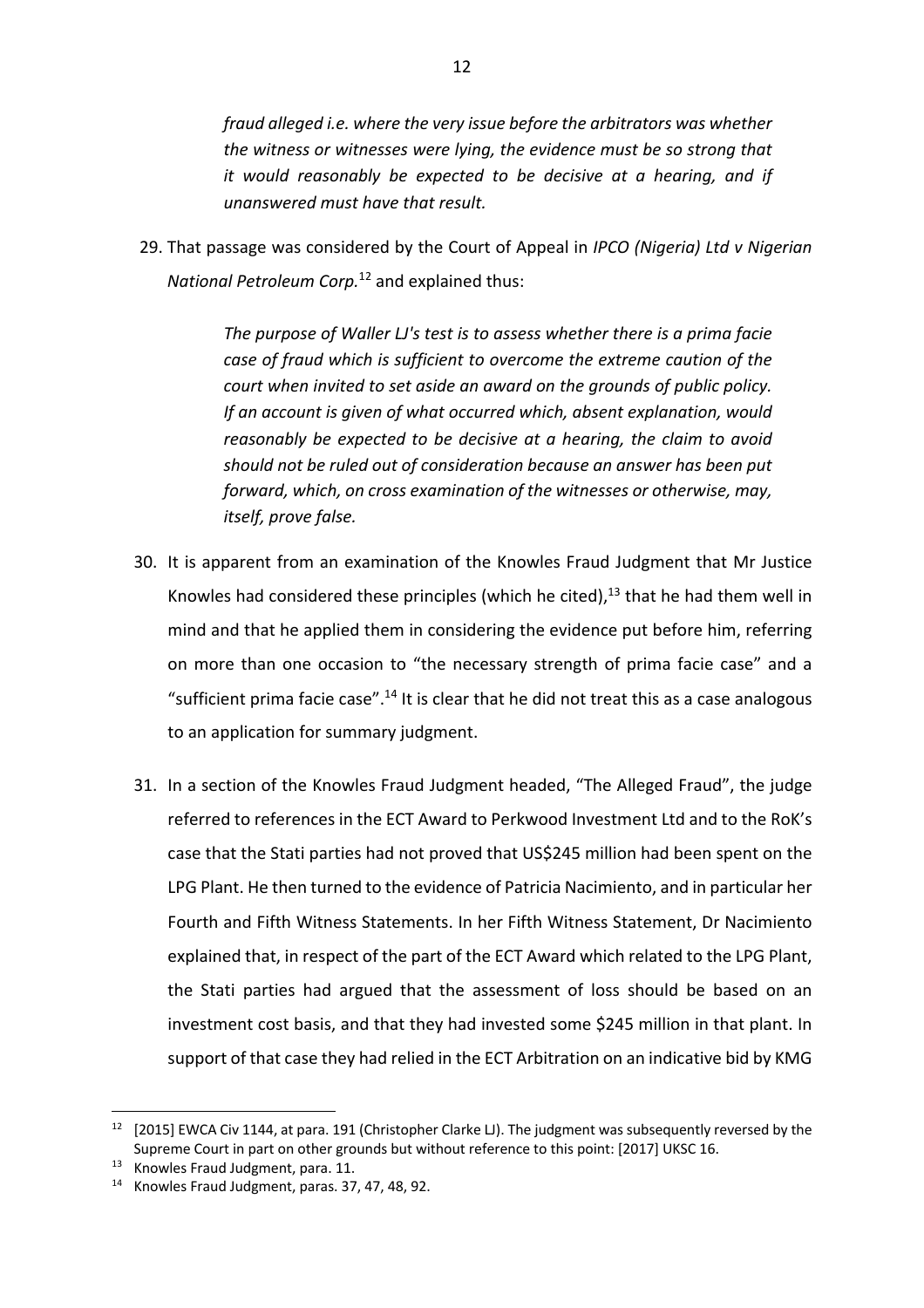*fraud alleged i.e. where the very issue before the arbitrators was whether the witness or witnesses were lying, the evidence must be so strong that it would reasonably be expected to be decisive at a hearing, and if unanswered must have that result.*

29. That passage was considered by the Court of Appeal in *IPCO (Nigeria) Ltd v Nigerian National Petroleum Corp.*[12] and explained thus:

> *The purpose of Waller LJ's test is to assess whether there is a prima facie case of fraud which is sufficient to overcome the extreme caution of the court when invited to set aside an award on the grounds of public policy. If an account is given of what occurred which, absent explanation, would reasonably be expected to be decisive at a hearing, the claim to avoid should not be ruled out of consideration because an answer has been put forward, which, on cross examination of the witnesses or otherwise, may, itself, prove false.*

30. It is apparent from an examination of the Knowles Fraud Judgment that Mr Justice Knowles had considered these principles (which he cited),[13] that he had them well in mind and that he applied them in considering the evidence put before him, referring on more than one occasion to "the necessary strength of prima facie case" and a "sufficient prima facie case".[14] It is clear that he did not treat this as a case analogous to an application for summary judgment.

31. In a section of the Knowles Fraud Judgment headed, "The Alleged Fraud", the judge referred to references in the ECT Award to Perkwood Investment Ltd and to the RoK's case that the Stati parties had not proved that US$245 million had been spent on the LPG Plant. He then turned to the evidence of Patricia Nacimiento, and in particular her Fourth and Fifth Witness Statements. In her Fifth Witness Statement, Dr Nacimiento explained that, in respect of the part of the ECT Award which related to the LPG Plant, the Stati parties had argued that the assessment of loss should be based on an investment cost basis, and that they had invested some $245 million in that plant. In support of that case they had relied in the ECT Arbitration on an indicative bid by KMG

---

[12] [2015] EWCA Civ 1144, at para. 191 (Christopher Clarke LJ). The judgment was subsequently reversed by the Supreme Court in part on other grounds but without reference to this point: [2017] UKSC 16.

[13] Knowles Fraud Judgment, para. 11.

[14] Knowles Fraud Judgment, paras. 37, 47, 48, 92.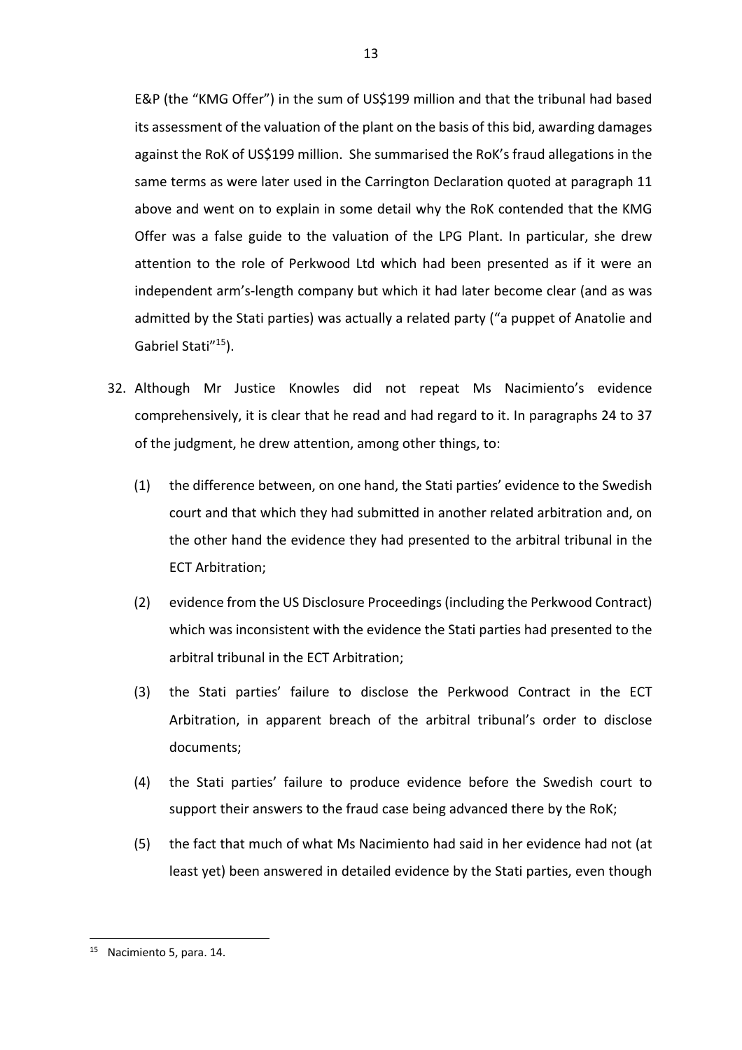E&P (the "KMG Offer") in the sum of US$199 million and that the tribunal had based its assessment of the valuation of the plant on the basis of this bid, awarding damages against the RoK of US$199 million. She summarised the RoK's fraud allegations in the same terms as were later used in the Carrington Declaration quoted at paragraph 11 above and went on to explain in some detail why the RoK contended that the KMG Offer was a false guide to the valuation of the LPG Plant. In particular, she drew attention to the role of Perkwood Ltd which had been presented as if it were an independent arm's-length company but which it had later become clear (and as was admitted by the Stati parties) was actually a related party ("a puppet of Anatolie and Gabriel Stati"[15]).

32. Although Mr Justice Knowles did not repeat Ms Nacimiento's evidence comprehensively, it is clear that he read and had regard to it. In paragraphs 24 to 37 of the judgment, he drew attention, among other things, to:

    (1) the difference between, on one hand, the Stati parties' evidence to the Swedish court and that which they had submitted in another related arbitration and, on the other hand the evidence they had presented to the arbitral tribunal in the ECT Arbitration;

    (2) evidence from the US Disclosure Proceedings (including the Perkwood Contract) which was inconsistent with the evidence the Stati parties had presented to the arbitral tribunal in the ECT Arbitration;

    (3) the Stati parties' failure to disclose the Perkwood Contract in the ECT Arbitration, in apparent breach of the arbitral tribunal's order to disclose documents;

    (4) the Stati parties' failure to produce evidence before the Swedish court to support their answers to the fraud case being advanced there by the RoK;

    (5) the fact that much of what Ms Nacimiento had said in her evidence had not (at least yet) been answered in detailed evidence by the Stati parties, even though

[15] Nacimiento 5, para. 14.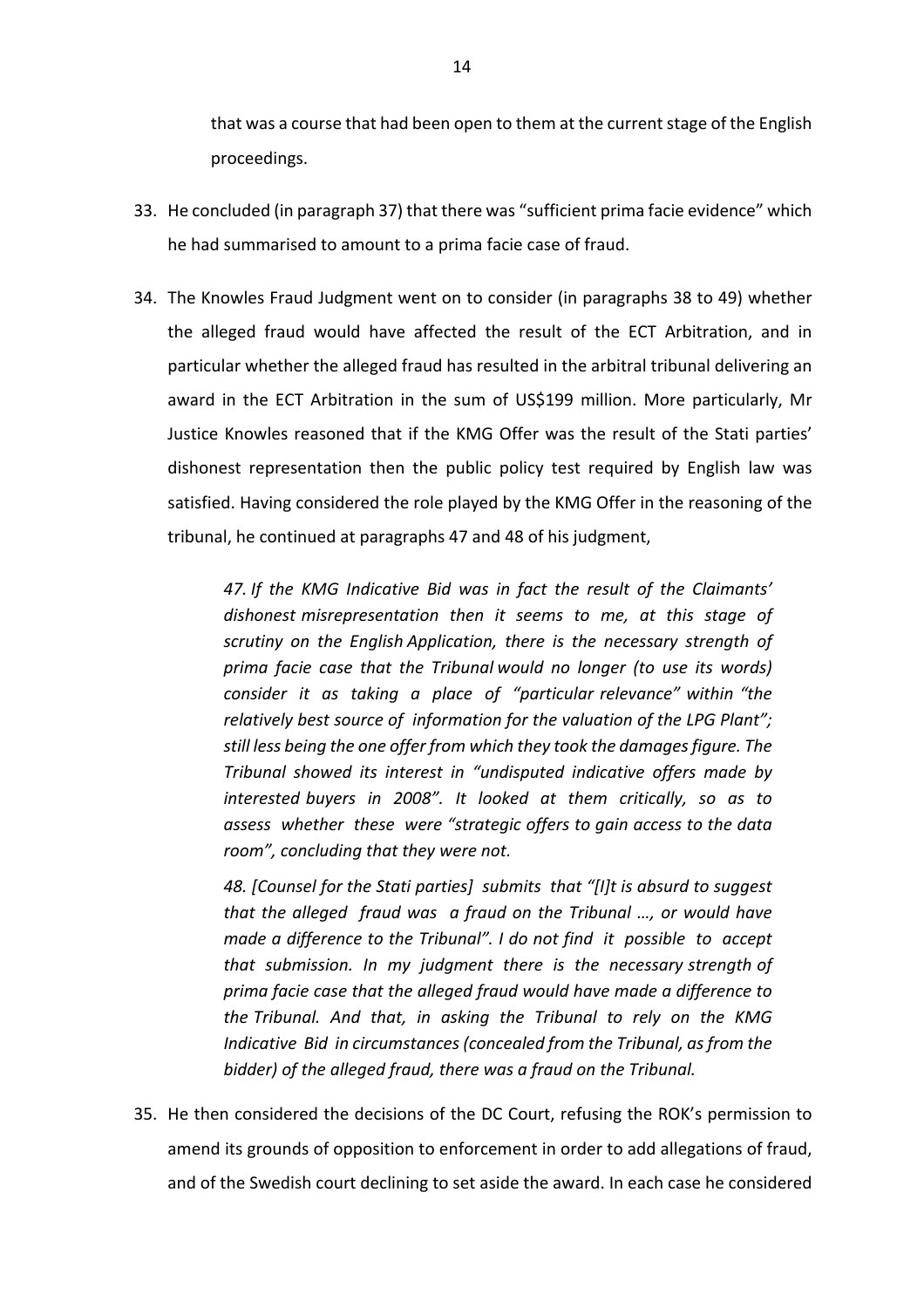that was a course that had been open to them at the current stage of the English proceedings.

33. He concluded (in paragraph 37) that there was "sufficient prima facie evidence" which he had summarised to amount to a prima facie case of fraud.

34. The Knowles Fraud Judgment went on to consider (in paragraphs 38 to 49) whether the alleged fraud would have affected the result of the ECT Arbitration, and in particular whether the alleged fraud has resulted in the arbitral tribunal delivering an award in the ECT Arbitration in the sum of US$199 million. More particularly, Mr Justice Knowles reasoned that if the KMG Offer was the result of the Stati parties' dishonest representation then the public policy test required by English law was satisfied. Having considered the role played by the KMG Offer in the reasoning of the tribunal, he continued at paragraphs 47 and 48 of his judgment,

    *47. If the KMG Indicative Bid was in fact the result of the Claimants' dishonest misrepresentation then it seems to me, at this stage of scrutiny on the English Application, there is the necessary strength of prima facie case that the Tribunal would no longer (to use its words) consider it as taking a place of "particular relevance" within "the relatively best source of information for the valuation of the LPG Plant"; still less being the one offer from which they took the damages figure. The Tribunal showed its interest in "undisputed indicative offers made by interested buyers in 2008". It looked at them critically, so as to assess whether these were "strategic offers to gain access to the data room", concluding that they were not.*

    *48. [Counsel for the Stati parties] submits that "[I]t is absurd to suggest that the alleged fraud was a fraud on the Tribunal …, or would have made a difference to the Tribunal". I do not find it possible to accept that submission. In my judgment there is the necessary strength of prima facie case that the alleged fraud would have made a difference to the Tribunal. And that, in asking the Tribunal to rely on the KMG Indicative Bid in circumstances (concealed from the Tribunal, as from the bidder) of the alleged fraud, there was a fraud on the Tribunal.*

35. He then considered the decisions of the DC Court, refusing the ROK's permission to amend its grounds of opposition to enforcement in order to add allegations of fraud, and of the Swedish court declining to set aside the award. In each case he considered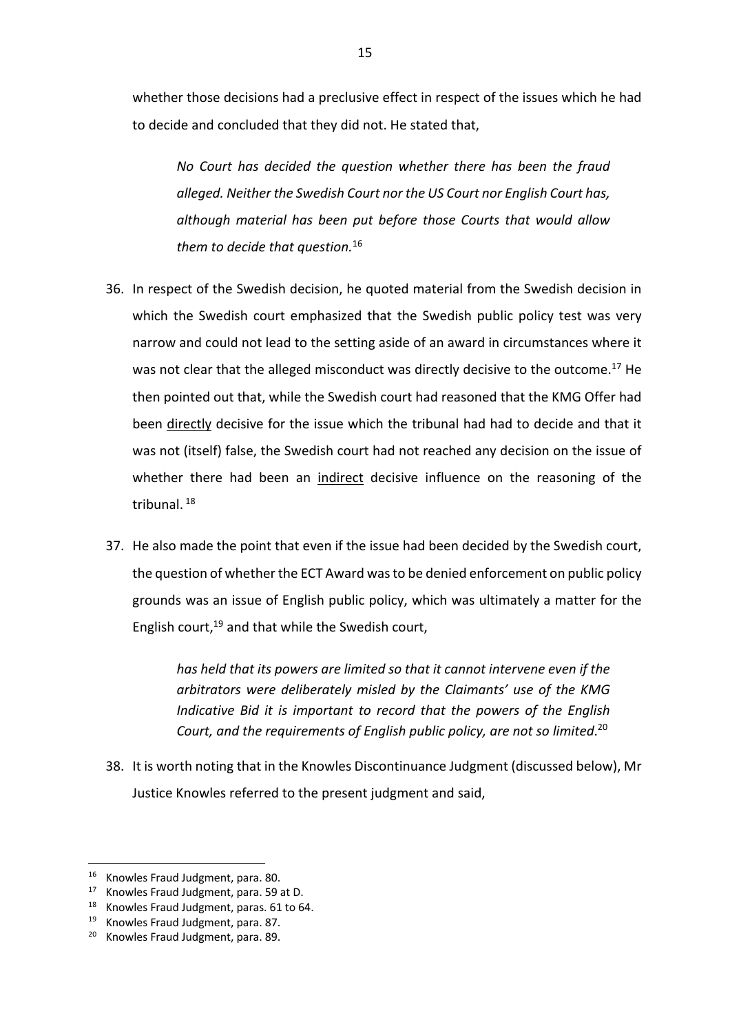whether those decisions had a preclusive effect in respect of the issues which he had to decide and concluded that they did not. He stated that,

> *No Court has decided the question whether there has been the fraud alleged. Neither the Swedish Court nor the US Court nor English Court has, although material has been put before those Courts that would allow them to decide that question.*[16]

36. In respect of the Swedish decision, he quoted material from the Swedish decision in which the Swedish court emphasized that the Swedish public policy test was very narrow and could not lead to the setting aside of an award in circumstances where it was not clear that the alleged misconduct was directly decisive to the outcome.[17] He then pointed out that, while the Swedish court had reasoned that the KMG Offer had been <u>directly</u> decisive for the issue which the tribunal had had to decide and that it was not (itself) false, the Swedish court had not reached any decision on the issue of whether there had been an <u>indirect</u> decisive influence on the reasoning of the tribunal. [18]

37. He also made the point that even if the issue had been decided by the Swedish court, the question of whether the ECT Award was to be denied enforcement on public policy grounds was an issue of English public policy, which was ultimately a matter for the English court,[19] and that while the Swedish court,

> *has held that its powers are limited so that it cannot intervene even if the arbitrators were deliberately misled by the Claimants' use of the KMG Indicative Bid it is important to record that the powers of the English Court, and the requirements of English public policy, are not so limited.*[20]

38. It is worth noting that in the Knowles Discontinuance Judgment (discussed below), Mr Justice Knowles referred to the present judgment and said,

---

[16] Knowles Fraud Judgment, para. 80.

[17] Knowles Fraud Judgment, para. 59 at D.

[18] Knowles Fraud Judgment, paras. 61 to 64.

[19] Knowles Fraud Judgment, para. 87.

[20] Knowles Fraud Judgment, para. 89.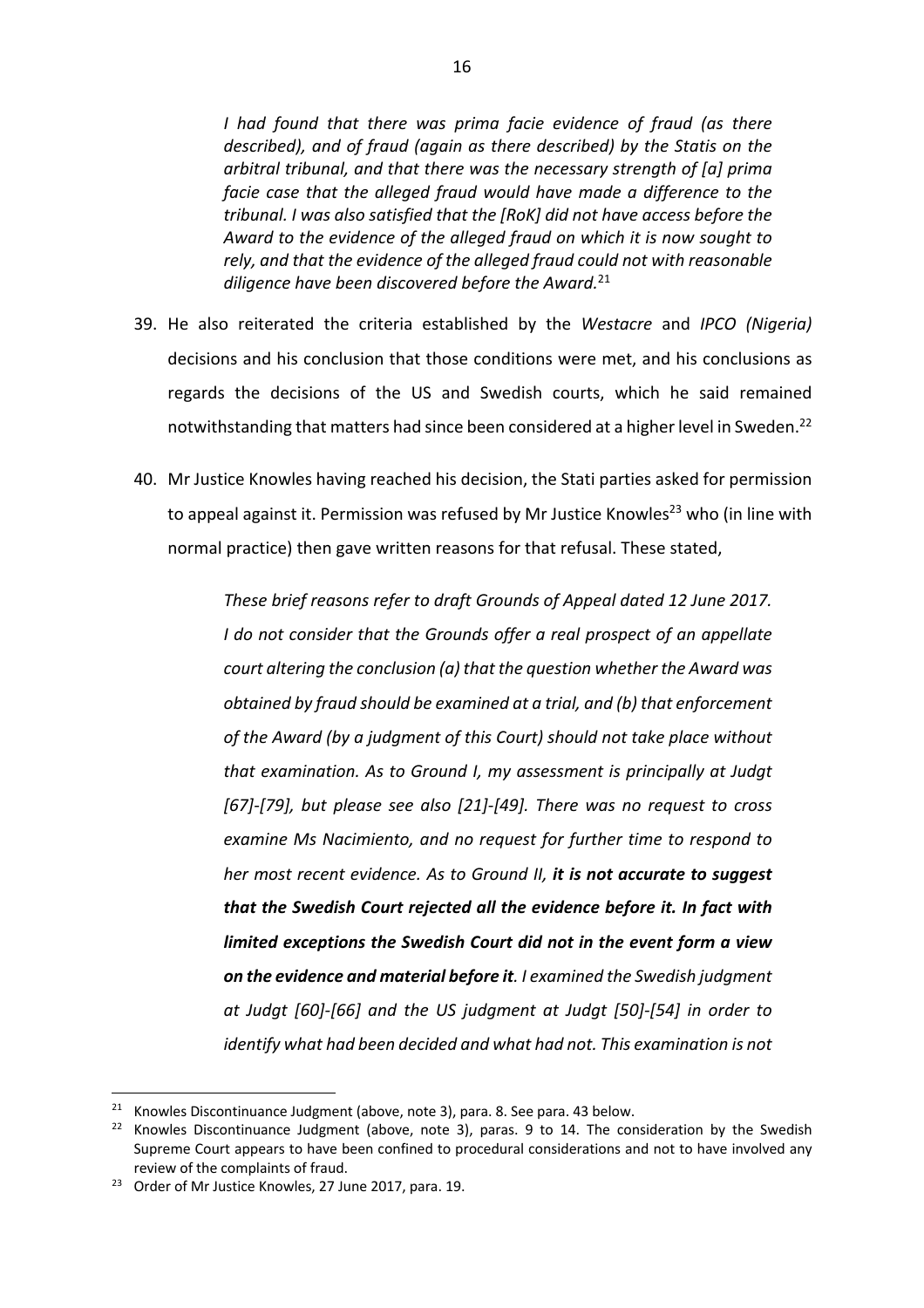*I had found that there was prima facie evidence of fraud (as there described), and of fraud (again as there described) by the Statis on the arbitral tribunal, and that there was the necessary strength of [a] prima facie case that the alleged fraud would have made a difference to the tribunal. I was also satisfied that the [RoK] did not have access before the Award to the evidence of the alleged fraud on which it is now sought to rely, and that the evidence of the alleged fraud could not with reasonable diligence have been discovered before the Award.*[21]

39. He also reiterated the criteria established by the *Westacre* and *IPCO (Nigeria)* decisions and his conclusion that those conditions were met, and his conclusions as regards the decisions of the US and Swedish courts, which he said remained notwithstanding that matters had since been considered at a higher level in Sweden.[22]

40. Mr Justice Knowles having reached his decision, the Stati parties asked for permission to appeal against it. Permission was refused by Mr Justice Knowles[23] who (in line with normal practice) then gave written reasons for that refusal. These stated,

*These brief reasons refer to draft Grounds of Appeal dated 12 June 2017. I do not consider that the Grounds offer a real prospect of an appellate court altering the conclusion (a) that the question whether the Award was obtained by fraud should be examined at a trial, and (b) that enforcement of the Award (by a judgment of this Court) should not take place without that examination. As to Ground I, my assessment is principally at Judgt [67]-[79], but please see also [21]-[49]. There was no request to cross examine Ms Nacimiento, and no request for further time to respond to her most recent evidence. As to Ground II, **it is not accurate to suggest that the Swedish Court rejected all the evidence before it. In fact with limited exceptions the Swedish Court did not in the event form a view on the evidence and material before it**. I examined the Swedish judgment at Judgt [60]-[66] and the US judgment at Judgt [50]-[54] in order to identify what had been decided and what had not. This examination is not*

---

[21] Knowles Discontinuance Judgment (above, note 3), para. 8. See para. 43 below.

[22] Knowles Discontinuance Judgment (above, note 3), paras. 9 to 14. The consideration by the Swedish Supreme Court appears to have been confined to procedural considerations and not to have involved any review of the complaints of fraud.

[23] Order of Mr Justice Knowles, 27 June 2017, para. 19.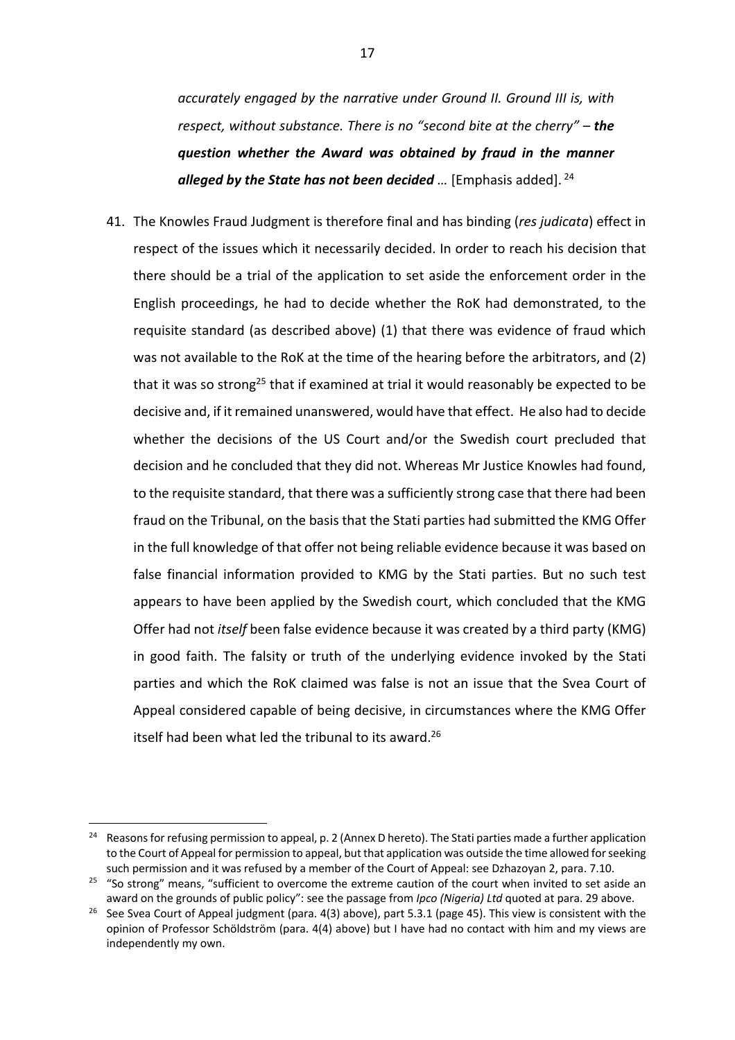*accurately engaged by the narrative under Ground II. Ground III is, with respect, without substance. There is no "second bite at the cherry" – **the question whether the Award was obtained by fraud in the manner alleged by the State has not been decided** …* [Emphasis added]. [24]

41. The Knowles Fraud Judgment is therefore final and has binding (*res judicata*) effect in respect of the issues which it necessarily decided. In order to reach his decision that there should be a trial of the application to set aside the enforcement order in the English proceedings, he had to decide whether the RoK had demonstrated, to the requisite standard (as described above) (1) that there was evidence of fraud which was not available to the RoK at the time of the hearing before the arbitrators, and (2) that it was so strong[25] that if examined at trial it would reasonably be expected to be decisive and, if it remained unanswered, would have that effect. He also had to decide whether the decisions of the US Court and/or the Swedish court precluded that decision and he concluded that they did not. Whereas Mr Justice Knowles had found, to the requisite standard, that there was a sufficiently strong case that there had been fraud on the Tribunal, on the basis that the Stati parties had submitted the KMG Offer in the full knowledge of that offer not being reliable evidence because it was based on false financial information provided to KMG by the Stati parties. But no such test appears to have been applied by the Swedish court, which concluded that the KMG Offer had not *itself* been false evidence because it was created by a third party (KMG) in good faith. The falsity or truth of the underlying evidence invoked by the Stati parties and which the RoK claimed was false is not an issue that the Svea Court of Appeal considered capable of being decisive, in circumstances where the KMG Offer itself had been what led the tribunal to its award.[26]

---

[24] Reasons for refusing permission to appeal, p. 2 (Annex D hereto). The Stati parties made a further application to the Court of Appeal for permission to appeal, but that application was outside the time allowed for seeking such permission and it was refused by a member of the Court of Appeal: see Dzhazoyan 2, para. 7.10.

[25] "So strong" means, "sufficient to overcome the extreme caution of the court when invited to set aside an award on the grounds of public policy": see the passage from *Ipco (Nigeria) Ltd* quoted at para. 29 above.

[26] See Svea Court of Appeal judgment (para. 4(3) above), part 5.3.1 (page 45). This view is consistent with the opinion of Professor Schöldström (para. 4(4) above) but I have had no contact with him and my views are independently my own.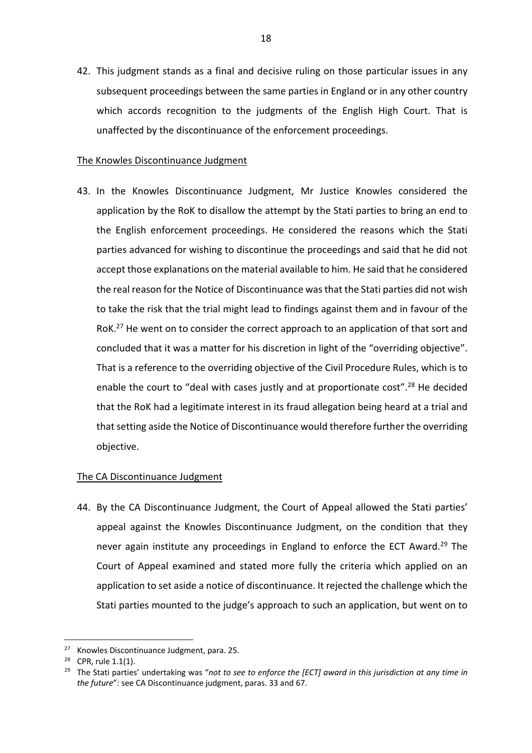42. This judgment stands as a final and decisive ruling on those particular issues in any subsequent proceedings between the same parties in England or in any other country which accords recognition to the judgments of the English High Court. That is unaffected by the discontinuance of the enforcement proceedings.

<u>The Knowles Discontinuance Judgment</u>

43. In the Knowles Discontinuance Judgment, Mr Justice Knowles considered the application by the RoK to disallow the attempt by the Stati parties to bring an end to the English enforcement proceedings. He considered the reasons which the Stati parties advanced for wishing to discontinue the proceedings and said that he did not accept those explanations on the material available to him. He said that he considered the real reason for the Notice of Discontinuance was that the Stati parties did not wish to take the risk that the trial might lead to findings against them and in favour of the RoK.[27] He went on to consider the correct approach to an application of that sort and concluded that it was a matter for his discretion in light of the "overriding objective". That is a reference to the overriding objective of the Civil Procedure Rules, which is to enable the court to "deal with cases justly and at proportionate cost".[28] He decided that the RoK had a legitimate interest in its fraud allegation being heard at a trial and that setting aside the Notice of Discontinuance would therefore further the overriding objective.

<u>The CA Discontinuance Judgment</u>

44. By the CA Discontinuance Judgment, the Court of Appeal allowed the Stati parties' appeal against the Knowles Discontinuance Judgment, on the condition that they never again institute any proceedings in England to enforce the ECT Award.[29] The Court of Appeal examined and stated more fully the criteria which applied on an application to set aside a notice of discontinuance. It rejected the challenge which the Stati parties mounted to the judge's approach to such an application, but went on to

---

[27] Knowles Discontinuance Judgment, para. 25.

[28] CPR, rule 1.1(1).

[29] The Stati parties' undertaking was "*not to see to enforce the [ECT] award in this jurisdiction at any time in the future*": see CA Discontinuance judgment, paras. 33 and 67.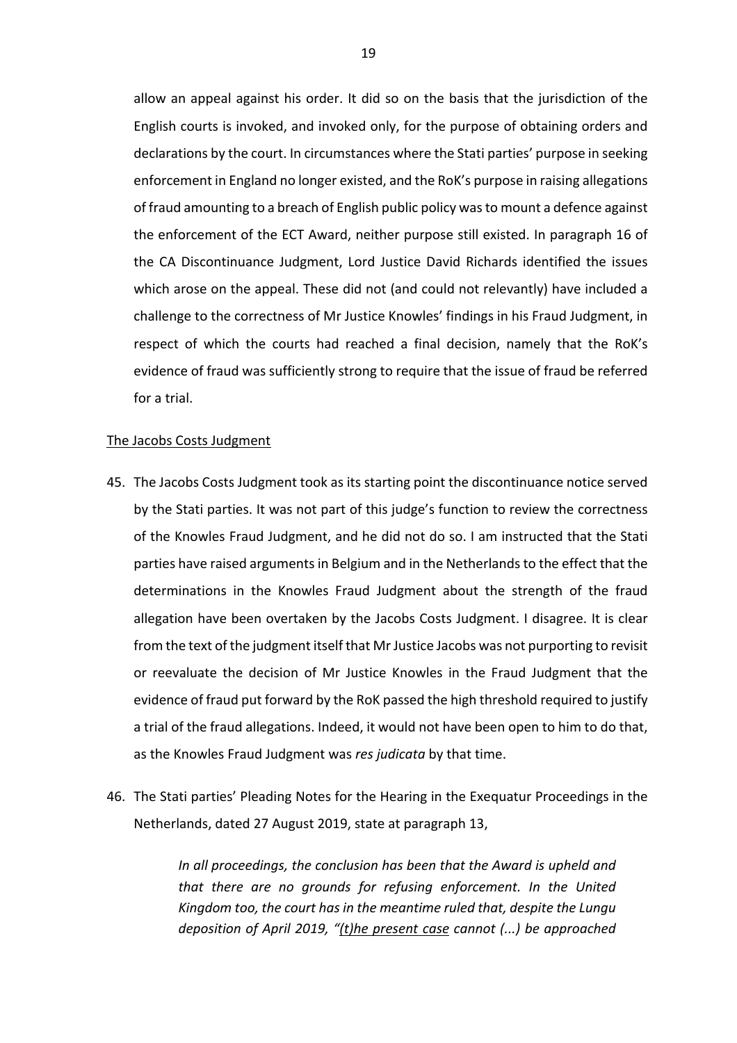allow an appeal against his order. It did so on the basis that the jurisdiction of the English courts is invoked, and invoked only, for the purpose of obtaining orders and declarations by the court. In circumstances where the Stati parties' purpose in seeking enforcement in England no longer existed, and the RoK's purpose in raising allegations of fraud amounting to a breach of English public policy was to mount a defence against the enforcement of the ECT Award, neither purpose still existed. In paragraph 16 of the CA Discontinuance Judgment, Lord Justice David Richards identified the issues which arose on the appeal. These did not (and could not relevantly) have included a challenge to the correctness of Mr Justice Knowles' findings in his Fraud Judgment, in respect of which the courts had reached a final decision, namely that the RoK's evidence of fraud was sufficiently strong to require that the issue of fraud be referred for a trial.

<u>The Jacobs Costs Judgment</u>

45. The Jacobs Costs Judgment took as its starting point the discontinuance notice served by the Stati parties. It was not part of this judge's function to review the correctness of the Knowles Fraud Judgment, and he did not do so. I am instructed that the Stati parties have raised arguments in Belgium and in the Netherlands to the effect that the determinations in the Knowles Fraud Judgment about the strength of the fraud allegation have been overtaken by the Jacobs Costs Judgment. I disagree. It is clear from the text of the judgment itself that Mr Justice Jacobs was not purporting to revisit or reevaluate the decision of Mr Justice Knowles in the Fraud Judgment that the evidence of fraud put forward by the RoK passed the high threshold required to justify a trial of the fraud allegations. Indeed, it would not have been open to him to do that, as the Knowles Fraud Judgment was *res judicata* by that time.

46. The Stati parties' Pleading Notes for the Hearing in the Exequatur Proceedings in the Netherlands, dated 27 August 2019, state at paragraph 13,

> *In all proceedings, the conclusion has been that the Award is upheld and that there are no grounds for refusing enforcement. In the United Kingdom too, the court has in the meantime ruled that, despite the Lungu deposition of April 2019, "<u>(t)he present case</u> cannot (...) be approached*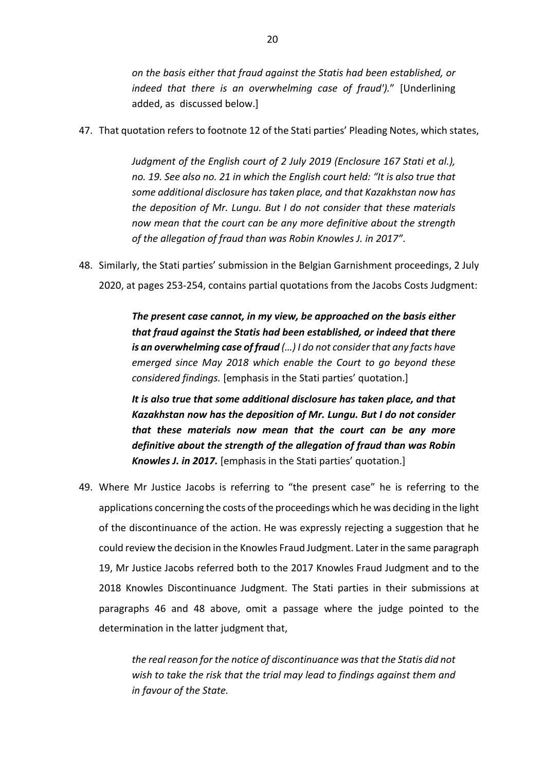> *on the basis either that fraud against the Statis had been established, or indeed that there is an overwhelming case of fraud').*" [Underlining added, as discussed below.]

47. That quotation refers to footnote 12 of the Stati parties' Pleading Notes, which states,

> *Judgment of the English court of 2 July 2019 (Enclosure 167 Stati et al.), no. 19. See also no. 21 in which the English court held: "It is also true that some additional disclosure has taken place, and that Kazakhstan now has the deposition of Mr. Lungu. But I do not consider that these materials now mean that the court can be any more definitive about the strength of the allegation of fraud than was Robin Knowles J. in 2017"*.

48. Similarly, the Stati parties' submission in the Belgian Garnishment proceedings, 2 July 2020, at pages 253-254, contains partial quotations from the Jacobs Costs Judgment:

> ***The present case cannot, in my view, be approached on the basis either that fraud against the Statis had been established, or indeed that there is an overwhelming case of fraud** (…) I do not consider that any facts have emerged since May 2018 which enable the Court to go beyond these considered findings.* [emphasis in the Stati parties' quotation.]
>
> ***It is also true that some additional disclosure has taken place, and that Kazakhstan now has the deposition of Mr. Lungu. But I do not consider that these materials now mean that the court can be any more definitive about the strength of the allegation of fraud than was Robin Knowles J. in 2017.*** [emphasis in the Stati parties' quotation.]

49. Where Mr Justice Jacobs is referring to "the present case" he is referring to the applications concerning the costs of the proceedings which he was deciding in the light of the discontinuance of the action. He was expressly rejecting a suggestion that he could review the decision in the Knowles Fraud Judgment. Later in the same paragraph 19, Mr Justice Jacobs referred both to the 2017 Knowles Fraud Judgment and to the 2018 Knowles Discontinuance Judgment. The Stati parties in their submissions at paragraphs 46 and 48 above, omit a passage where the judge pointed to the determination in the latter judgment that,

> *the real reason for the notice of discontinuance was that the Statis did not wish to take the risk that the trial may lead to findings against them and in favour of the State.*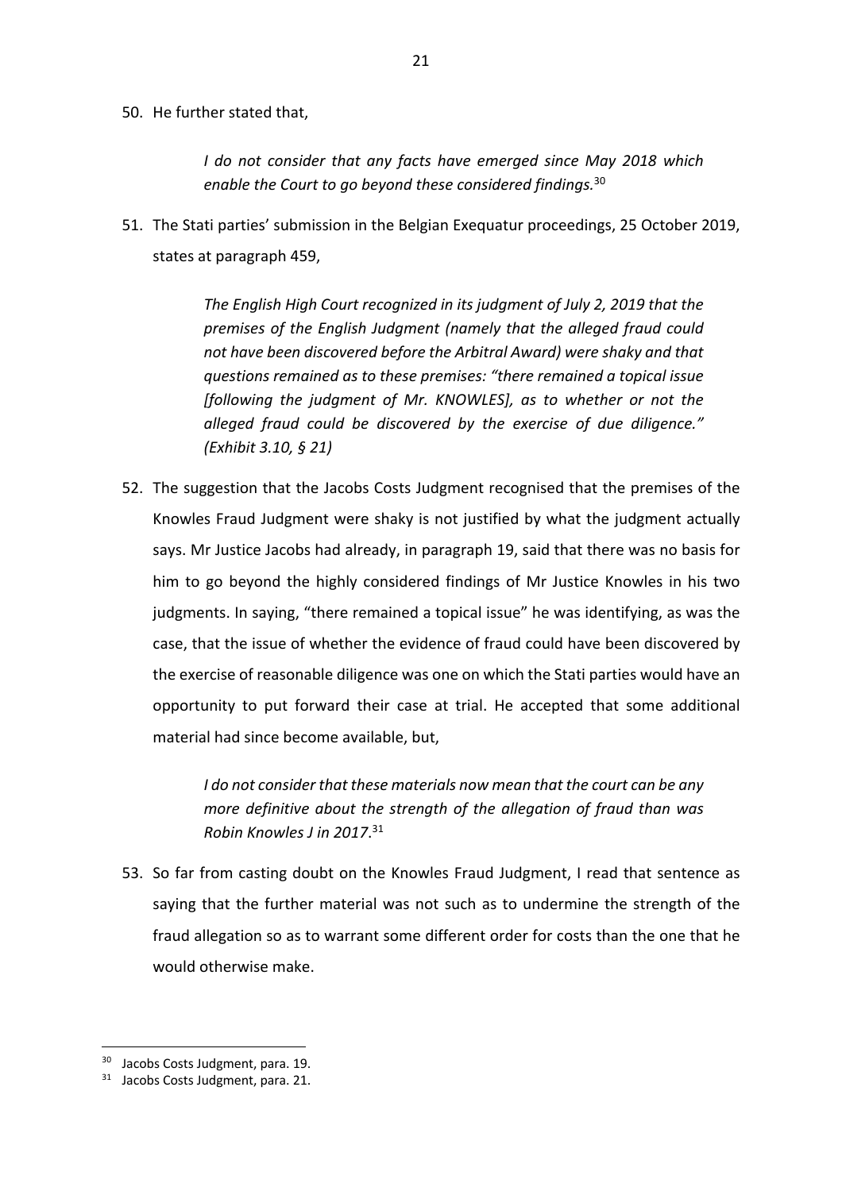50. He further stated that,

> *I do not consider that any facts have emerged since May 2018 which enable the Court to go beyond these considered findings.*[30]

51. The Stati parties' submission in the Belgian Exequatur proceedings, 25 October 2019, states at paragraph 459,

> *The English High Court recognized in its judgment of July 2, 2019 that the premises of the English Judgment (namely that the alleged fraud could not have been discovered before the Arbitral Award) were shaky and that questions remained as to these premises: "there remained a topical issue [following the judgment of Mr. KNOWLES], as to whether or not the alleged fraud could be discovered by the exercise of due diligence." (Exhibit 3.10, § 21)*

52. The suggestion that the Jacobs Costs Judgment recognised that the premises of the Knowles Fraud Judgment were shaky is not justified by what the judgment actually says. Mr Justice Jacobs had already, in paragraph 19, said that there was no basis for him to go beyond the highly considered findings of Mr Justice Knowles in his two judgments. In saying, "there remained a topical issue" he was identifying, as was the case, that the issue of whether the evidence of fraud could have been discovered by the exercise of reasonable diligence was one on which the Stati parties would have an opportunity to put forward their case at trial. He accepted that some additional material had since become available, but,

> *I do not consider that these materials now mean that the court can be any more definitive about the strength of the allegation of fraud than was Robin Knowles J in 2017*.[31]

53. So far from casting doubt on the Knowles Fraud Judgment, I read that sentence as saying that the further material was not such as to undermine the strength of the fraud allegation so as to warrant some different order for costs than the one that he would otherwise make.

---

[30] Jacobs Costs Judgment, para. 19.

[31] Jacobs Costs Judgment, para. 21.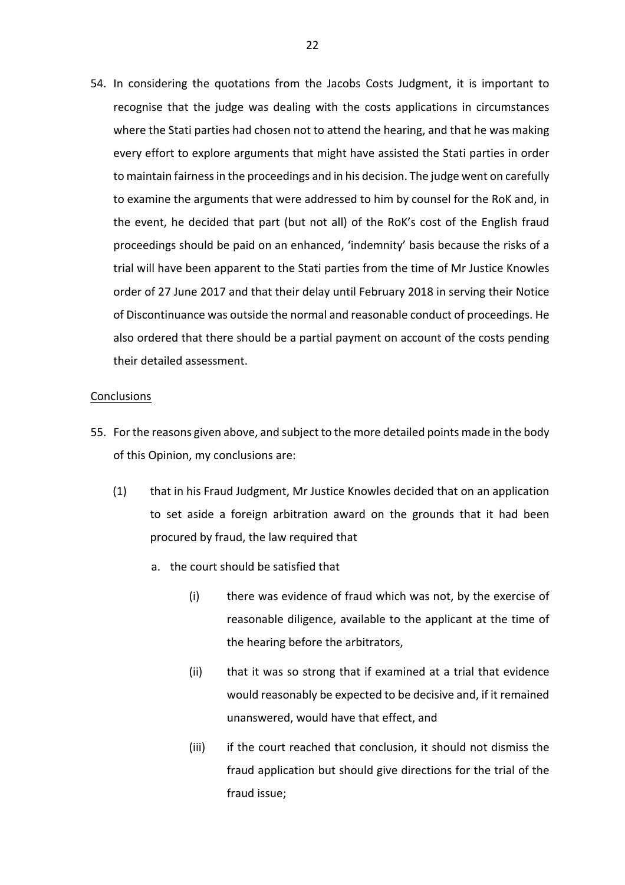54. In considering the quotations from the Jacobs Costs Judgment, it is important to recognise that the judge was dealing with the costs applications in circumstances where the Stati parties had chosen not to attend the hearing, and that he was making every effort to explore arguments that might have assisted the Stati parties in order to maintain fairness in the proceedings and in his decision. The judge went on carefully to examine the arguments that were addressed to him by counsel for the RoK and, in the event, he decided that part (but not all) of the RoK's cost of the English fraud proceedings should be paid on an enhanced, 'indemnity' basis because the risks of a trial will have been apparent to the Stati parties from the time of Mr Justice Knowles order of 27 June 2017 and that their delay until February 2018 in serving their Notice of Discontinuance was outside the normal and reasonable conduct of proceedings. He also ordered that there should be a partial payment on account of the costs pending their detailed assessment.

<u>Conclusions</u>

55. For the reasons given above, and subject to the more detailed points made in the body of this Opinion, my conclusions are:

    (1) that in his Fraud Judgment, Mr Justice Knowles decided that on an application to set aside a foreign arbitration award on the grounds that it had been procured by fraud, the law required that

        a. the court should be satisfied that

            (i) there was evidence of fraud which was not, by the exercise of reasonable diligence, available to the applicant at the time of the hearing before the arbitrators,

            (ii) that it was so strong that if examined at a trial that evidence would reasonably be expected to be decisive and, if it remained unanswered, would have that effect, and

            (iii) if the court reached that conclusion, it should not dismiss the fraud application but should give directions for the trial of the fraud issue;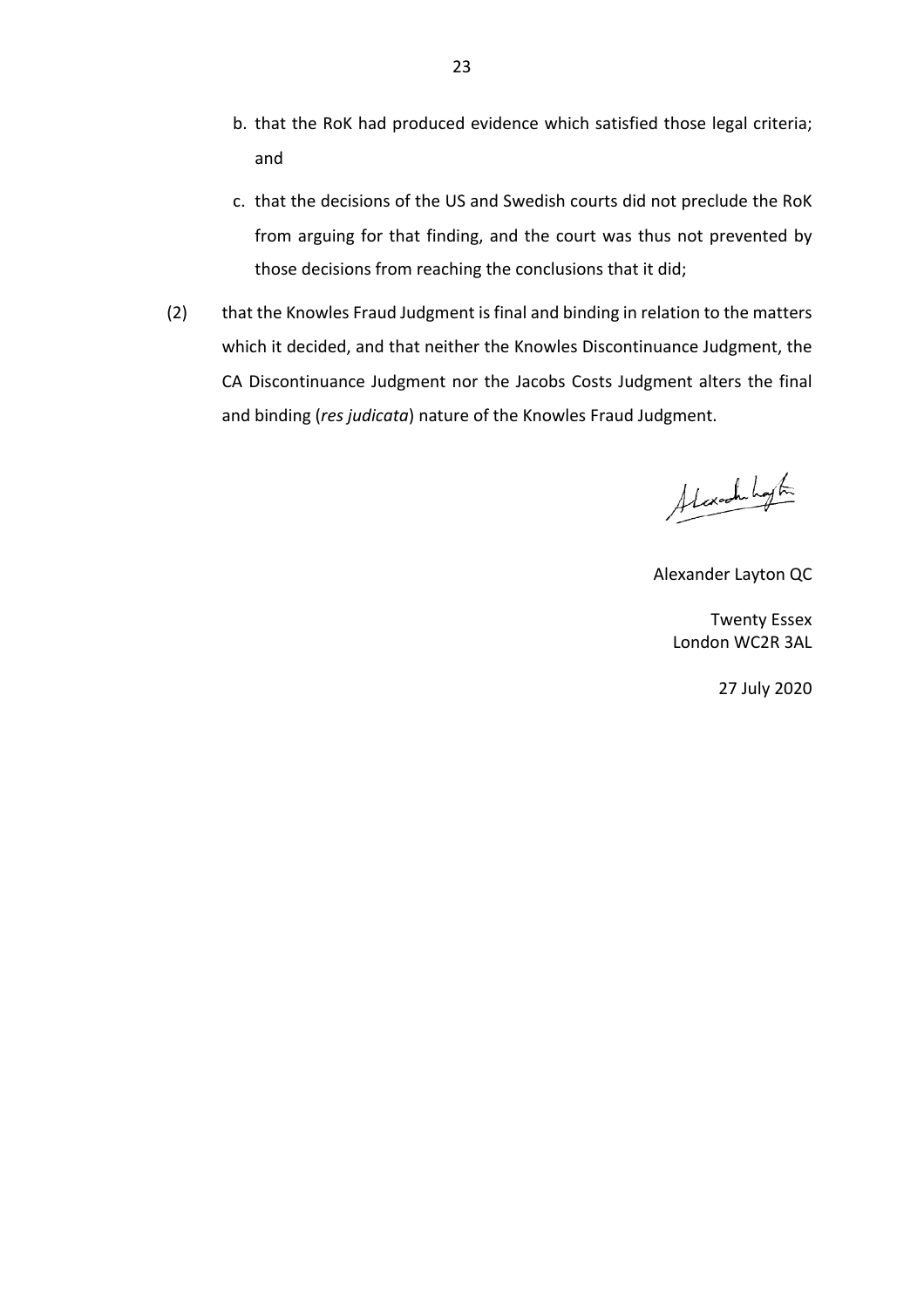b. that the RoK had produced evidence which satisfied those legal criteria; and

c. that the decisions of the US and Swedish courts did not preclude the RoK from arguing for that finding, and the court was thus not prevented by those decisions from reaching the conclusions that it did;

(2) that the Knowles Fraud Judgment is final and binding in relation to the matters which it decided, and that neither the Knowles Discontinuance Judgment, the CA Discontinuance Judgment nor the Jacobs Costs Judgment alters the final and binding (*res judicata*) nature of the Knowles Fraud Judgment.

Alexander Layton QC

Twenty Essex
London WC2R 3AL

27 July 2020